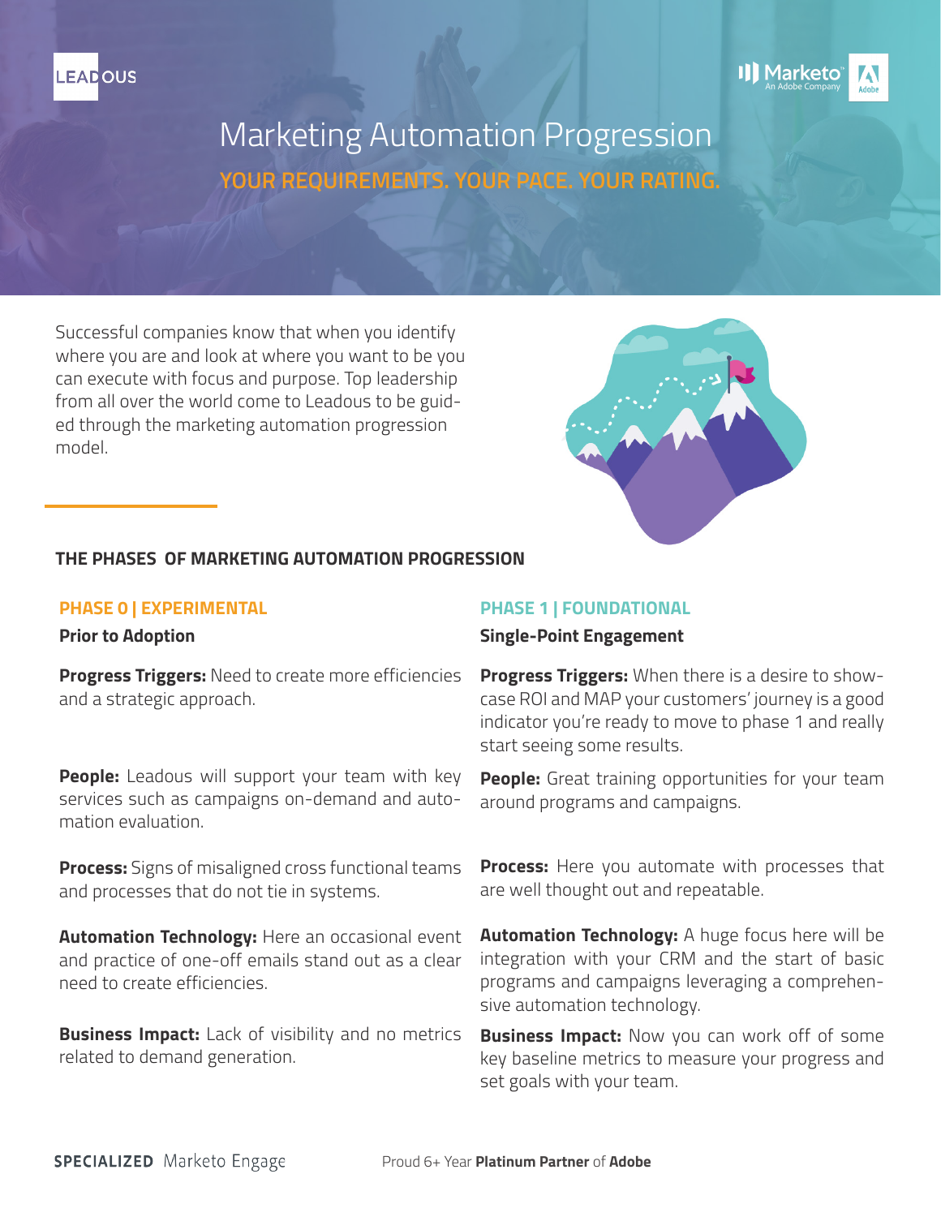# Marketing Automation Progression

## YOUR REQUIREMENTS. YOUR PACE. YOUR RATING.

Successful companies know that when you identify where you are and look at where you want to be you can execute with focus and purpose. Top leadership from all over the world come to Leadous to be guided through the marketing automation progression model.

## THE PHASES OF MARKETING AUTOMATION PROGRESSION

### PHASE 0 | EXPERIMENTAL

**Prior to Adoption**

**Progress Triggers:** Need to create more efficiencies and a strategic approach.

**People:** Leadous will support your team with key services such as campaigns on-demand and automation evaluation.

**Process:** Signs of misaligned cross functional teams and processes that do not tie in systems.

**Automation Technology:** Here an occasional event and practice of one-off emails stand out as a clear need to create efficiencies.

**Business Impact:** Lack of visibility and no metrics related to demand generation.

### PHASE 1 | FOUNDATIONAL

**Single-Point Engagement**

**Progress Triggers:** When there is a desire to showcase ROI and MAP your customers' journey is a good indicator you're ready to move to phase 1 and really start seeing some results.

**People:** Great training opportunities for your team around programs and campaigns.

**Process:** Here you automate with processes that are well thought out and repeatable.

**Automation Technology:** A huge focus here will be integration with your CRM and the start of basic programs and campaigns leveraging a comprehensive automation technology.

**Business Impact:** Now you can work off of some key baseline metrics to measure your progress and set goals with your team.

**SPECIALIZED** Marketo Engage

Proud 6+ Year **Platinum Partner** of **Adobe**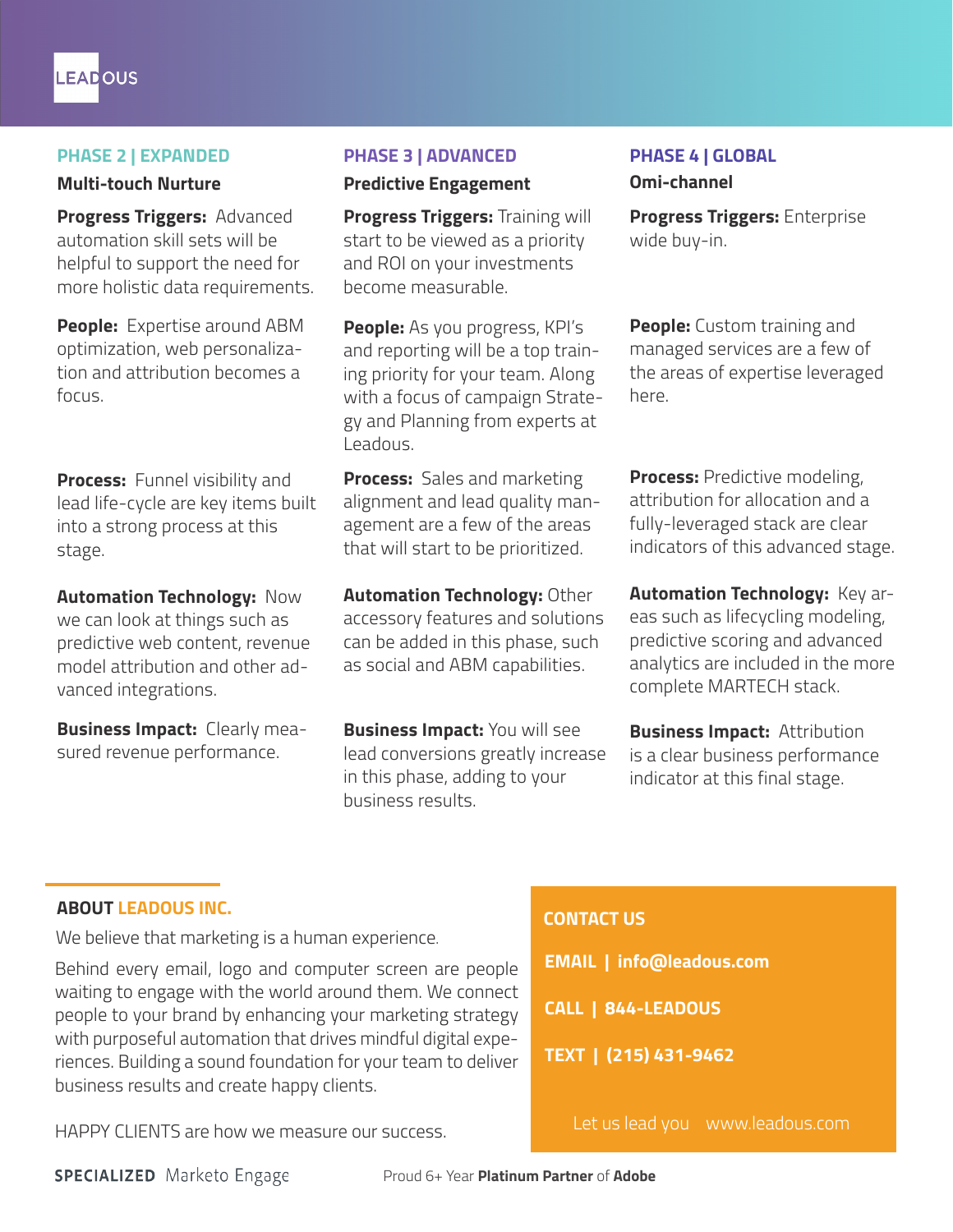LEADOUS

## PHASE 2 | EXPANDED

### Multi-touch Nurture

**Progress Triggers:** Advanced automation skill sets will be helpful to support the need for more holistic data requirements.

**People:** Expertise around ABM optimization, web personalization and attribution becomes a focus.

**Process:** Funnel visibility and lead life-cycle are key items built into a strong process at this stage.

**Automation Technology:** Now we can look at things such as predictive web content, revenue model attribution and other advanced integrations.

**Business Impact:** Clearly measured revenue performance.

## PHASE 3 | ADVANCED

### Predictive Engagement

**Progress Triggers:** Training will start to be viewed as a priority and ROI on your investments become measurable.

**People:** As you progress, KPI's and reporting will be a top training priority for your team. Along with a focus of campaign Strategy and Planning from experts at Leadous.

**Process:** Sales and marketing alignment and lead quality management are a few of the areas that will start to be prioritized.

**Automation Technology:** Other accessory features and solutions can be added in this phase, such as social and ABM capabilities.

**Business Impact:** You will see lead conversions greatly increase in this phase, adding to your business results.

## PHASE 4 | GLOBAL

### Omi-channel

**Progress Triggers:** Enterprise wide buy-in.

**People:** Custom training and managed services are a few of the areas of expertise leveraged here.

**Process:** Predictive modeling, attribution for allocation and a fully-leveraged stack are clear indicators of this advanced stage.

**Automation Technology:** Key areas such as lifecycling modeling, predictive scoring and advanced analytics are included in the more complete MARTECH stack.

**Business Impact:** Attribution is a clear business performance indicator at this final stage.

## ABOUT LEADOUS INC.

We believe that marketing is a human experience.

Behind every email, logo and computer screen are people waiting to engage with the world around them. We connect people to your brand by enhancing your marketing strategy with purposeful automation that drives mindful digital experiences. Building a sound foundation for your team to deliver business results and create happy clients.

HAPPY CLIENTS are how we measure our success.

## CONTACT US

**EMAIL | info@leadous.com**

**CALL | 844-LEADOUS**

**TEXT | (215) 431-9462**

Let us lead you www.leadous.com

**SPECIALIZED** Marketo Engage

Proud 6+ Year **Platinum Partner** of **Adobe**